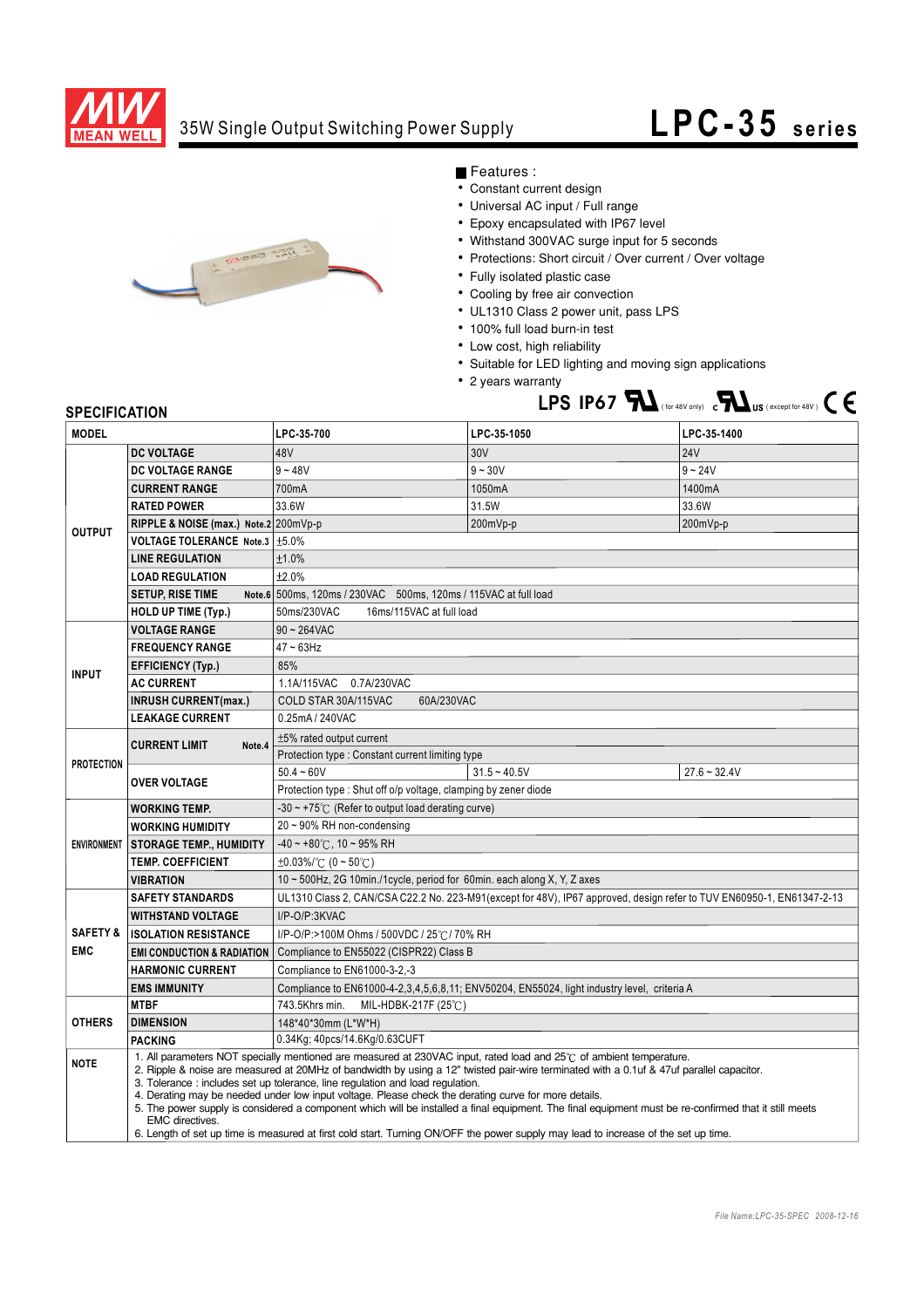# 35W Single Output Switching Power Supply

# LPC-35 series

■ Features :

- Constant current design
- Universal AC input / Full range
- Epoxy encapsulated with IP67 level
- Withstand 300VAC surge input for 5 seconds
- Protections: Short circuit / Over current / Over voltage
- Fully isolated plastic case
- Cooling by free air convection
- UL1310 Class 2 power unit, pass LPS
- 100% full load burn-in test
- Low cost, high reliability
- Suitable for LED lighting and moving sign applications
- 2 years warranty

LPS IP67 (for 48V only) (except for 48V) CE

## SPECIFICATION

| MODEL | | LPC-35-700 | LPC-35-1050 | LPC-35-1400 |
|---|---|---|---|---|
| OUTPUT | DC VOLTAGE | 48V | 30V | 24V |
| | DC VOLTAGE RANGE | 9 ~ 48V | 9 ~ 30V | 9 ~ 24V |
| | CURRENT RANGE | 700mA | 1050mA | 1400mA |
| | RATED POWER | 33.6W | 31.5W | 33.6W |
| | RIPPLE & NOISE (max.) Note.2 | 200mVp-p | 200mVp-p | 200mVp-p |
| | VOLTAGE TOLERANCE Note.3 | ±5.0% | | |
| | LINE REGULATION | ±1.0% | | |
| | LOAD REGULATION | ±2.0% | | |
| | SETUP, RISE TIME Note.6 | 500ms, 120ms / 230VAC 500ms, 120ms / 115VAC at full load | | |
| | HOLD UP TIME (Typ.) | 50ms/230VAC 16ms/115VAC at full load | | |
| INPUT | VOLTAGE RANGE | 90 ~ 264VAC | | |
| | FREQUENCY RANGE | 47 ~ 63Hz | | |
| | EFFICIENCY (Typ.) | 85% | | |
| | AC CURRENT | 1.1A/115VAC 0.7A/230VAC | | |
| | INRUSH CURRENT(max.) | COLD STAR 30A/115VAC 60A/230VAC | | |
| | LEAKAGE CURRENT | 0.25mA / 240VAC | | |
| PROTECTION | CURRENT LIMIT Note.4 | ±5% rated output current | | |
| | | Protection type : Constant current limiting type | | |
| | OVER VOLTAGE | 50.4 ~ 60V | 31.5 ~ 40.5V | 27.6 ~ 32.4V |
| | | Protection type : Shut off o/p voltage, clamping by zener diode | | |
| ENVIRONMENT | WORKING TEMP. | -30 ~ +75℃ (Refer to output load derating curve) | | |
| | WORKING HUMIDITY | 20 ~ 90% RH non-condensing | | |
| | STORAGE TEMP., HUMIDITY | -40 ~ +80℃, 10 ~ 95% RH | | |
| | TEMP. COEFFICIENT | ±0.03%/℃ (0 ~ 50℃) | | |
| | VIBRATION | 10 ~ 500Hz, 2G 10min./1cycle, period for 60min. each along X, Y, Z axes | | |
| SAFETY & EMC | SAFETY STANDARDS | UL1310 Class 2, CAN/CSA C22.2 No. 223-M91(except for 48V), IP67 approved, design refer to TUV EN60950-1, EN61347-2-13 | | |
| | WITHSTAND VOLTAGE | I/P-O/P:3KVAC | | |
| | ISOLATION RESISTANCE | I/P-O/P:>100M Ohms / 500VDC / 25℃/ 70% RH | | |
| | EMI CONDUCTION & RADIATION | Compliance to EN55022 (CISPR22) Class B | | |
| | HARMONIC CURRENT | Compliance to EN61000-3-2,-3 | | |
| | EMS IMMUNITY | Compliance to EN61000-4-2,3,4,5,6,8,11; ENV50204, EN55024, light industry level, criteria A | | |
| OTHERS | MTBF | 743.5Khrs min. MIL-HDBK-217F (25℃) | | |
| | DIMENSION | 148*40*30mm (L*W*H) | | |
| | PACKING | 0.34Kg; 40pcs/14.6Kg/0.63CUFT | | |
| NOTE | 1. All parameters NOT specially mentioned are measured at 230VAC input, rated load and 25℃ of ambient temperature.<br>2. Ripple & noise are measured at 20MHz of bandwidth by using a 12" twisted pair-wire terminated with a 0.1uf & 47uf parallel capacitor.<br>3. Tolerance : includes set up tolerance, line regulation and load regulation.<br>4. Derating may be needed under low input voltage. Please check the derating curve for more details.<br>5. The power supply is considered a component which will be installed a final equipment. The final equipment must be re-confirmed that it still meets EMC directives.<br>6. Length of set up time is measured at first cold start. Turning ON/OFF the power supply may lead to increase of the set up time. | | | |

File Name:LPC-35-SPEC 2008-12-16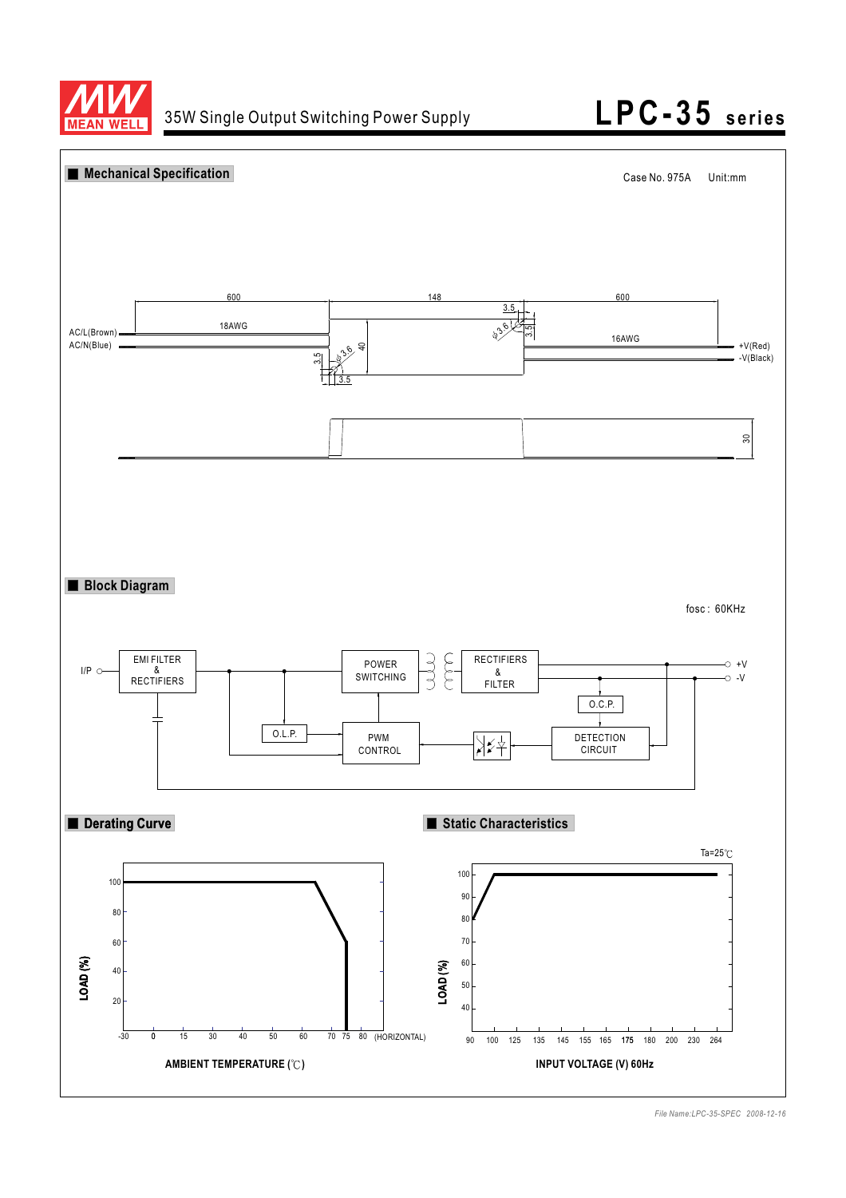## Mechanical Specification

Case No. 975A    Unit:mm

600
148
600
3.5
18AWG
AC/L(Brown)
AC/N(Blue)
φ3.6
3.5
16AWG
+V(Red)
-V(Black)
3.5
φ3.6
40
3.5
30

## Block Diagram

fosc : 60KHz

I/P
EMI FILTER & RECTIFIERS
POWER SWITCHING
RECTIFIERS & FILTER
+V
-V
O.C.P.
O.L.P.
PWM CONTROL
DETECTION CIRCUIT

## Derating Curve

LOAD (%)
100
80
60
40
20
-30 0 15 30 40 50 60 70 75 80 (HORIZONTAL)
AMBIENT TEMPERATURE (℃)

## Static Characteristics

Ta=25℃

LOAD (%)
100
90
80
70
60
50
40
90 100 125 135 145 155 165 175 180 200 230 264
INPUT VOLTAGE (V) 60Hz

*File Name:LPC-35-SPEC 2008-12-16*